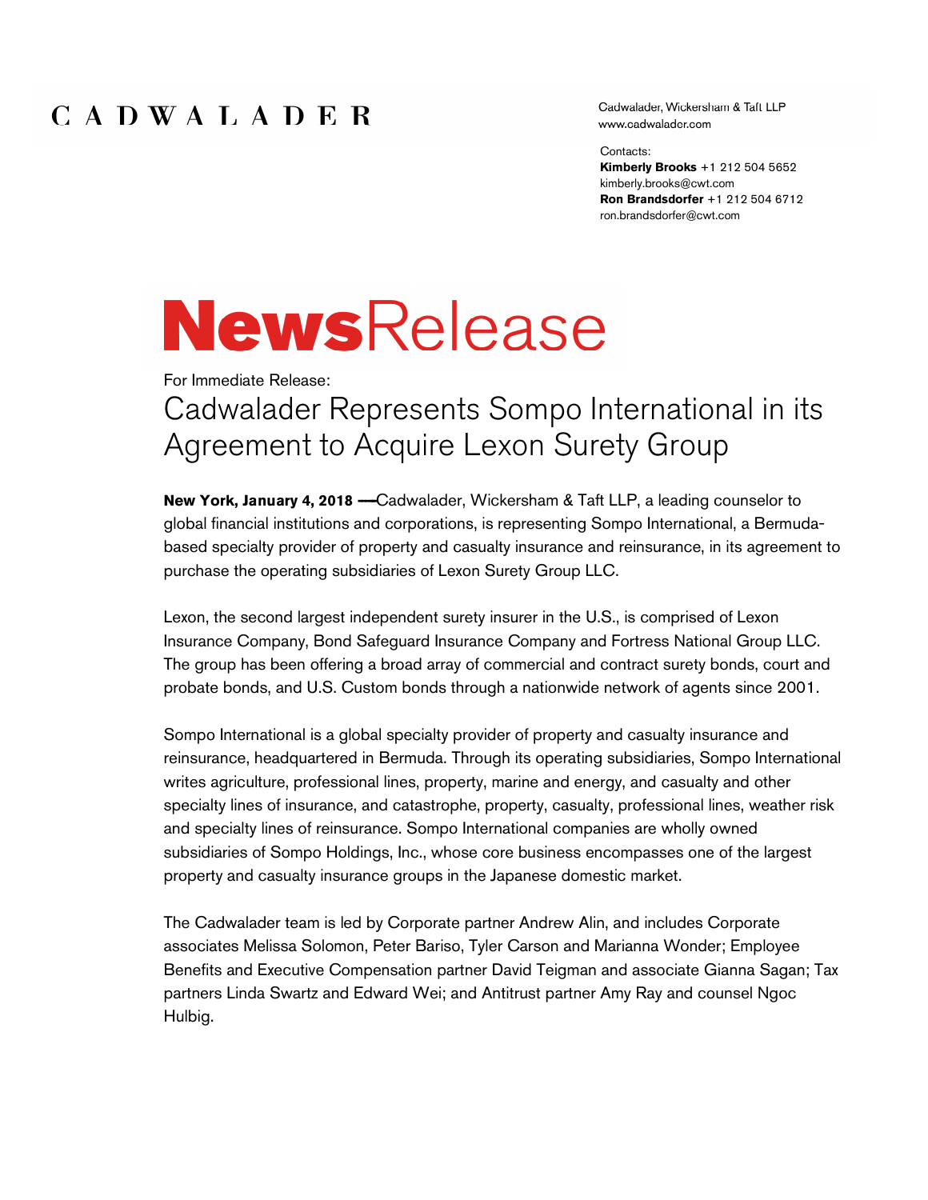# CADWALADER

Cadwalader, Wickersham & Taft LLP
www.cadwalader.com

Contacts:
**Kimberly Brooks** +1 212 504 5652
kimberly.brooks@cwt.com
**Ron Brandsdorfer** +1 212 504 6712
ron.brandsdorfer@cwt.com

# NewsRelease

For Immediate Release:

## Cadwalader Represents Sompo International in its Agreement to Acquire Lexon Surety Group

**New York, January 4, 2018 —** Cadwalader, Wickersham & Taft LLP, a leading counselor to global financial institutions and corporations, is representing Sompo International, a Bermuda-based specialty provider of property and casualty insurance and reinsurance, in its agreement to purchase the operating subsidiaries of Lexon Surety Group LLC.

Lexon, the second largest independent surety insurer in the U.S., is comprised of Lexon Insurance Company, Bond Safeguard Insurance Company and Fortress National Group LLC. The group has been offering a broad array of commercial and contract surety bonds, court and probate bonds, and U.S. Custom bonds through a nationwide network of agents since 2001.

Sompo International is a global specialty provider of property and casualty insurance and reinsurance, headquartered in Bermuda. Through its operating subsidiaries, Sompo International writes agriculture, professional lines, property, marine and energy, and casualty and other specialty lines of insurance, and catastrophe, property, casualty, professional lines, weather risk and specialty lines of reinsurance. Sompo International companies are wholly owned subsidiaries of Sompo Holdings, Inc., whose core business encompasses one of the largest property and casualty insurance groups in the Japanese domestic market.

The Cadwalader team is led by Corporate partner Andrew Alin, and includes Corporate associates Melissa Solomon, Peter Bariso, Tyler Carson and Marianna Wonder; Employee Benefits and Executive Compensation partner David Teigman and associate Gianna Sagan; Tax partners Linda Swartz and Edward Wei; and Antitrust partner Amy Ray and counsel Ngoc Hulbig.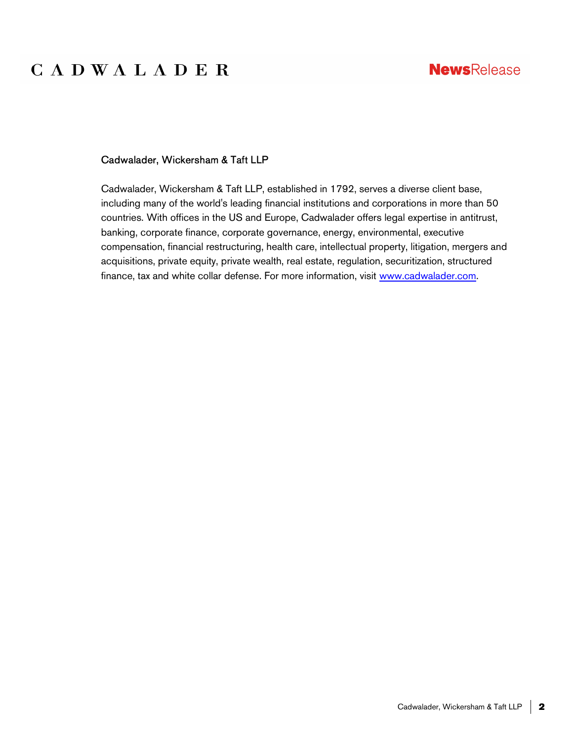### Cadwalader, Wickersham & Taft LLP

Cadwalader, Wickersham & Taft LLP, established in 1792, serves a diverse client base, including many of the world's leading financial institutions and corporations in more than 50 countries. With offices in the US and Europe, Cadwalader offers legal expertise in antitrust, banking, corporate finance, corporate governance, energy, environmental, executive compensation, financial restructuring, health care, intellectual property, litigation, mergers and acquisitions, private equity, private wealth, real estate, regulation, securitization, structured finance, tax and white collar defense. For more information, visit www.cadwalader.com.